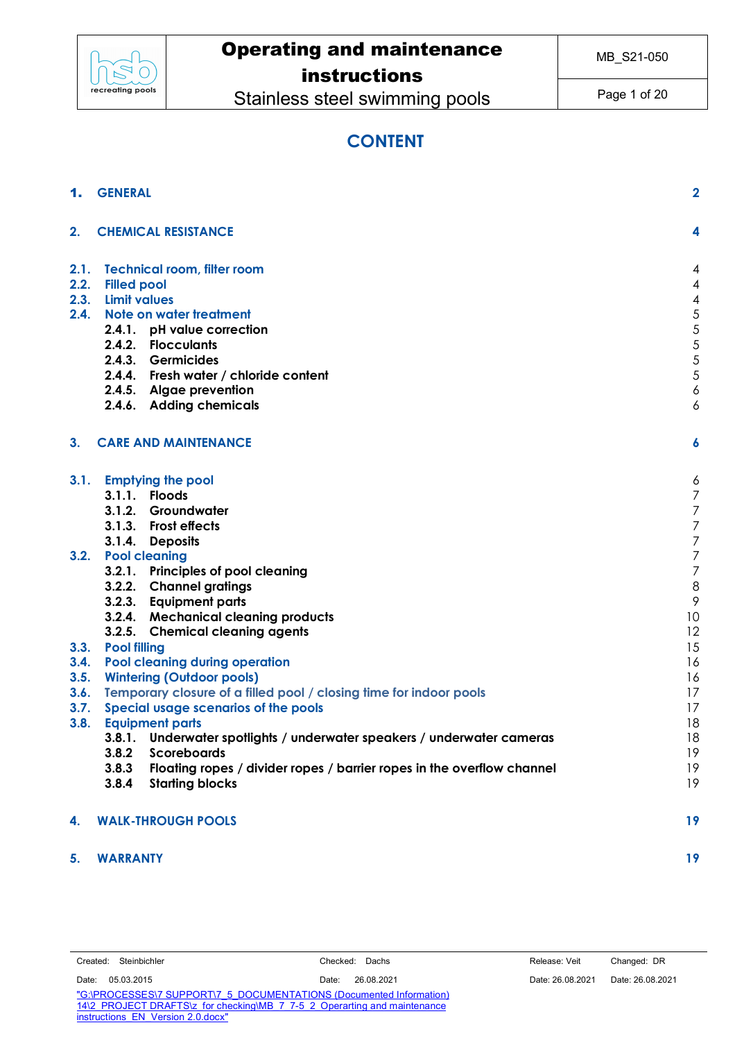# Operating and maintenance instructions

Stainless steel swimming pools

MB_S21-050

## CONTENT

| | | |
|---|---|---|
| **1.** | **GENERAL** | **2** |
| **2.** | **CHEMICAL RESISTANCE** | **4** |
| 2.1. | Technical room, filter room | 4 |
| 2.2. | Filled pool | 4 |
| 2.3. | Limit values | 4 |
| 2.4. | Note on water treatment | 5 |
| 2.4.1. | pH value correction | 5 |
| 2.4.2. | Flocculants | 5 |
| 2.4.3. | Germicides | 5 |
| 2.4.4. | Fresh water / chloride content | 5 |
| 2.4.5. | Algae prevention | 6 |
| 2.4.6. | Adding chemicals | 6 |
| **3.** | **CARE AND MAINTENANCE** | **6** |
| 3.1. | Emptying the pool | 6 |
| 3.1.1. | Floods | 7 |
| 3.1.2. | Groundwater | 7 |
| 3.1.3. | Frost effects | 7 |
| 3.1.4. | Deposits | 7 |
| 3.2. | Pool cleaning | 7 |
| 3.2.1. | Principles of pool cleaning | 7 |
| 3.2.2. | Channel gratings | 8 |
| 3.2.3. | Equipment parts | 9 |
| 3.2.4. | Mechanical cleaning products | 10 |
| 3.2.5. | Chemical cleaning agents | 12 |
| 3.3. | Pool filling | 15 |
| 3.4. | Pool cleaning during operation | 16 |
| 3.5. | Wintering (Outdoor pools) | 16 |
| 3.6. | Temporary closure of a filled pool / closing time for indoor pools | 17 |
| 3.7. | Special usage scenarios of the pools | 17 |
| 3.8. | Equipment parts | 18 |
| 3.8.1. | Underwater spotlights / underwater speakers / underwater cameras | 18 |
| 3.8.2 | Scoreboards | 19 |
| 3.8.3 | Floating ropes / divider ropes / barrier ropes in the overflow channel | 19 |
| 3.8.4 | Starting blocks | 19 |
| **4.** | **WALK-THROUGH POOLS** | **19** |
| **5.** | **WARRANTY** | **19** |

| Created: Steinbichler | Checked: Dachs | Release: Veit | Changed: DR |
|---|---|---|---|
| Date: 05.03.2015 | Date: 26.08.2021 | Date: 26.08.2021 | Date: 26.08.2021 |

"G:\PROCESSES\7 SUPPORT\7_5_DOCUMENTATIONS (Documented Information) 14\2_PROJECT DRAFTS\z_for checking\MB_7_7-5_2_Operarting and maintenance instructions_EN_Version 2.0.docx"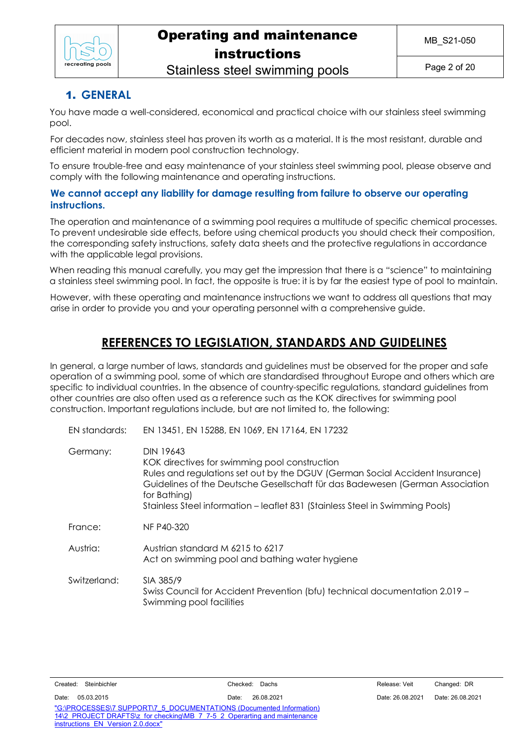## 1. GENERAL

You have made a well-considered, economical and practical choice with our stainless steel swimming pool.

For decades now, stainless steel has proven its worth as a material. It is the most resistant, durable and efficient material in modern pool construction technology.

To ensure trouble-free and easy maintenance of your stainless steel swimming pool, please observe and comply with the following maintenance and operating instructions.

**We cannot accept any liability for damage resulting from failure to observe our operating instructions.**

The operation and maintenance of a swimming pool requires a multitude of specific chemical processes. To prevent undesirable side effects, before using chemical products you should check their composition, the corresponding safety instructions, safety data sheets and the protective regulations in accordance with the applicable legal provisions.

When reading this manual carefully, you may get the impression that there is a "science" to maintaining a stainless steel swimming pool. In fact, the opposite is true: it is by far the easiest type of pool to maintain.

However, with these operating and maintenance instructions we want to address all questions that may arise in order to provide you and your operating personnel with a comprehensive guide.

## REFERENCES TO LEGISLATION, STANDARDS AND GUIDELINES

In general, a large number of laws, standards and guidelines must be observed for the proper and safe operation of a swimming pool, some of which are standardised throughout Europe and others which are specific to individual countries. In the absence of country-specific regulations, standard guidelines from other countries are also often used as a reference such as the KOK directives for swimming pool construction. Important regulations include, but are not limited to, the following:

| | |
|---|---|
| EN standards: | EN 13451, EN 15288, EN 1069, EN 17164, EN 17232 |
| Germany: | DIN 19643<br>KOK directives for swimming pool construction<br>Rules and regulations set out by the DGUV (German Social Accident Insurance)<br>Guidelines of the Deutsche Gesellschaft für das Badewesen (German Association for Bathing)<br>Stainless Steel information – leaflet 831 (Stainless Steel in Swimming Pools) |
| France: | NF P40-320 |
| Austria: | Austrian standard M 6215 to 6217<br>Act on swimming pool and bathing water hygiene |
| Switzerland: | SIA 385/9<br>Swiss Council for Accident Prevention (bfu) technical documentation 2.019 – Swimming pool facilities |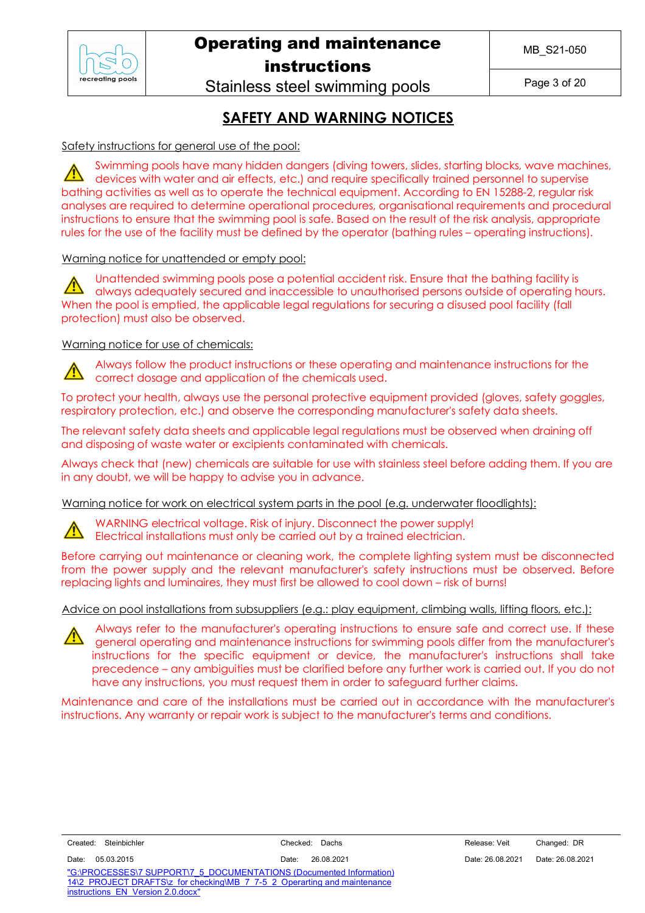## SAFETY AND WARNING NOTICES

Safety instructions for general use of the pool:

⚠ Swimming pools have many hidden dangers (diving towers, slides, starting blocks, wave machines, devices with water and air effects, etc.) and require specifically trained personnel to supervise bathing activities as well as to operate the technical equipment. According to EN 15288-2, regular risk analyses are required to determine operational procedures, organisational requirements and procedural instructions to ensure that the swimming pool is safe. Based on the result of the risk analysis, appropriate rules for the use of the facility must be defined by the operator (bathing rules – operating instructions).

Warning notice for unattended or empty pool:

⚠ Unattended swimming pools pose a potential accident risk. Ensure that the bathing facility is always adequately secured and inaccessible to unauthorised persons outside of operating hours. When the pool is emptied, the applicable legal regulations for securing a disused pool facility (fall protection) must also be observed.

Warning notice for use of chemicals:

⚠ Always follow the product instructions or these operating and maintenance instructions for the correct dosage and application of the chemicals used.

To protect your health, always use the personal protective equipment provided (gloves, safety goggles, respiratory protection, etc.) and observe the corresponding manufacturer's safety data sheets.

The relevant safety data sheets and applicable legal regulations must be observed when draining off and disposing of waste water or excipients contaminated with chemicals.

Always check that (new) chemicals are suitable for use with stainless steel before adding them. If you are in any doubt, we will be happy to advise you in advance.

Warning notice for work on electrical system parts in the pool (e.g. underwater floodlights):

⚠ WARNING electrical voltage. Risk of injury. Disconnect the power supply!
Electrical installations must only be carried out by a trained electrician.

Before carrying out maintenance or cleaning work, the complete lighting system must be disconnected from the power supply and the relevant manufacturer's safety instructions must be observed. Before replacing lights and luminaires, they must first be allowed to cool down – risk of burns!

Advice on pool installations from subsuppliers (e.g.: play equipment, climbing walls, lifting floors, etc.):

⚠ Always refer to the manufacturer's operating instructions to ensure safe and correct use. If these general operating and maintenance instructions for swimming pools differ from the manufacturer's instructions for the specific equipment or device, the manufacturer's instructions shall take precedence – any ambiguities must be clarified before any further work is carried out. If you do not have any instructions, you must request them in order to safeguard further claims.

Maintenance and care of the installations must be carried out in accordance with the manufacturer's instructions. Any warranty or repair work is subject to the manufacturer's terms and conditions.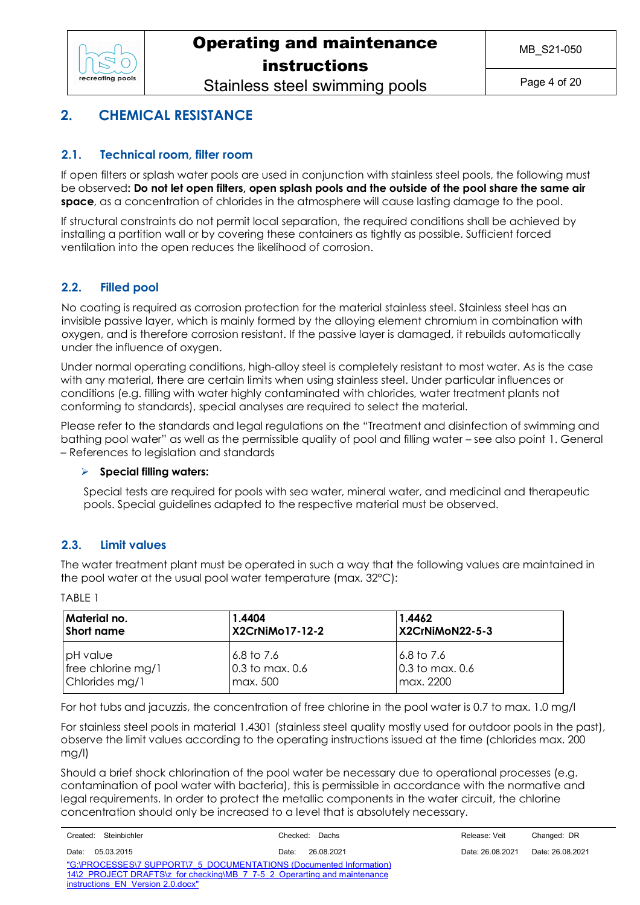## 2. CHEMICAL RESISTANCE

### 2.1. Technical room, filter room

If open filters or splash water pools are used in conjunction with stainless steel pools, the following must be observed**: Do not let open filters, open splash pools and the outside of the pool share the same air space**, as a concentration of chlorides in the atmosphere will cause lasting damage to the pool.

If structural constraints do not permit local separation, the required conditions shall be achieved by installing a partition wall or by covering these containers as tightly as possible. Sufficient forced ventilation into the open reduces the likelihood of corrosion.

### 2.2. Filled pool

No coating is required as corrosion protection for the material stainless steel. Stainless steel has an invisible passive layer, which is mainly formed by the alloying element chromium in combination with oxygen, and is therefore corrosion resistant. If the passive layer is damaged, it rebuilds automatically under the influence of oxygen.

Under normal operating conditions, high-alloy steel is completely resistant to most water. As is the case with any material, there are certain limits when using stainless steel. Under particular influences or conditions (e.g. filling with water highly contaminated with chlorides, water treatment plants not conforming to standards), special analyses are required to select the material.

Please refer to the standards and legal regulations on the "Treatment and disinfection of swimming and bathing pool water" as well as the permissible quality of pool and filling water – see also point 1. General – References to legislation and standards

- **Special filling waters:**

  Special tests are required for pools with sea water, mineral water, and medicinal and therapeutic pools. Special guidelines adapted to the respective material must be observed.

### 2.3. Limit values

The water treatment plant must be operated in such a way that the following values are maintained in the pool water at the usual pool water temperature (max. 32°C):

TABLE 1

| **Material no.**<br>**Short name** | **1.4404**<br>**X2CrNiMo17-12-2** | **1.4462**<br>**X2CrNiMoN22-5-3** |
|---|---|---|
| pH value | 6.8 to 7.6 | 6.8 to 7.6 |
| free chlorine mg/1 | 0.3 to max. 0.6 | 0.3 to max. 0.6 |
| Chlorides mg/1 | max. 500 | max. 2200 |

For hot tubs and jacuzzis, the concentration of free chlorine in the pool water is 0.7 to max. 1.0 mg/l

For stainless steel pools in material 1.4301 (stainless steel quality mostly used for outdoor pools in the past), observe the limit values according to the operating instructions issued at the time (chlorides max. 200 mg/l)

Should a brief shock chlorination of the pool water be necessary due to operational processes (e.g. contamination of pool water with bacteria), this is permissible in accordance with the normative and legal requirements. In order to protect the metallic components in the water circuit, the chlorine concentration should only be increased to a level that is absolutely necessary.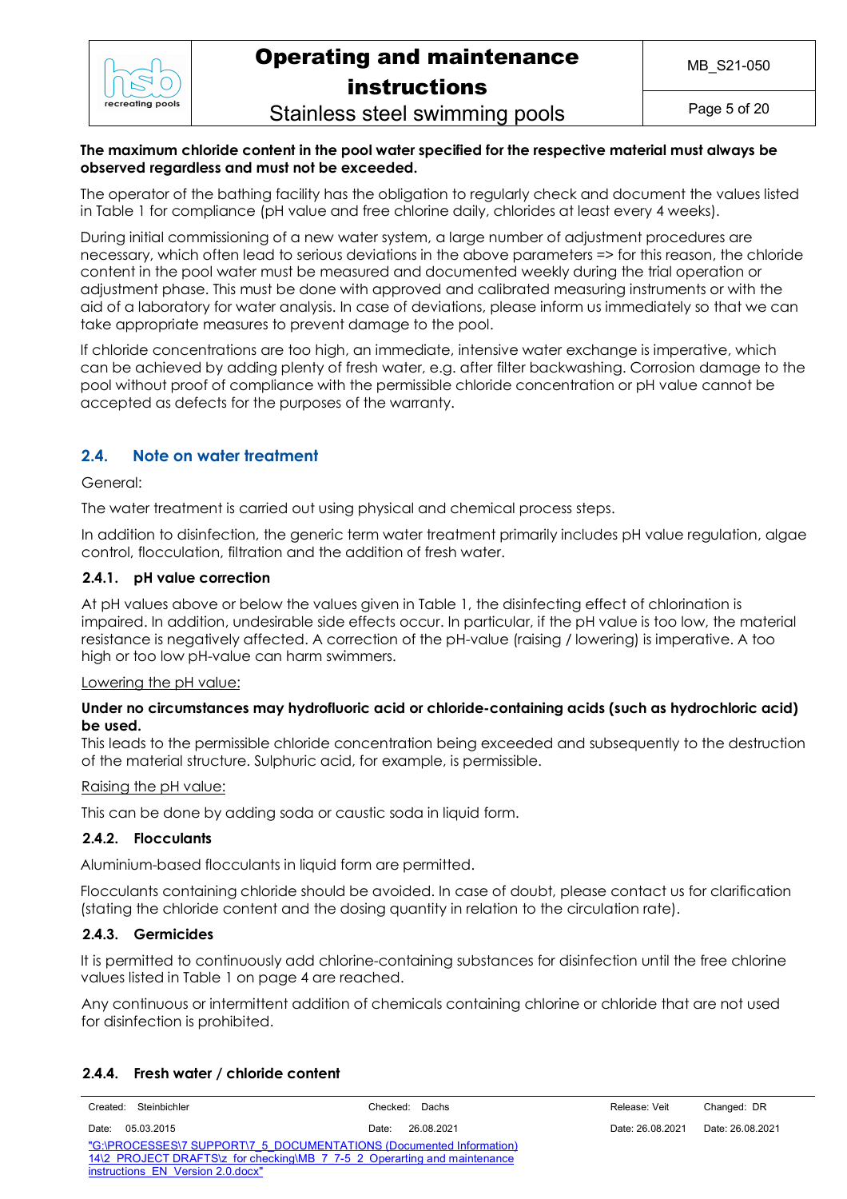**The maximum chloride content in the pool water specified for the respective material must always be observed regardless and must not be exceeded.**

The operator of the bathing facility has the obligation to regularly check and document the values listed in Table 1 for compliance (pH value and free chlorine daily, chlorides at least every 4 weeks).

During initial commissioning of a new water system, a large number of adjustment procedures are necessary, which often lead to serious deviations in the above parameters => for this reason, the chloride content in the pool water must be measured and documented weekly during the trial operation or adjustment phase. This must be done with approved and calibrated measuring instruments or with the aid of a laboratory for water analysis. In case of deviations, please inform us immediately so that we can take appropriate measures to prevent damage to the pool.

If chloride concentrations are too high, an immediate, intensive water exchange is imperative, which can be achieved by adding plenty of fresh water, e.g. after filter backwashing. Corrosion damage to the pool without proof of compliance with the permissible chloride concentration or pH value cannot be accepted as defects for the purposes of the warranty.

## 2.4. Note on water treatment

General:

The water treatment is carried out using physical and chemical process steps.

In addition to disinfection, the generic term water treatment primarily includes pH value regulation, algae control, flocculation, filtration and the addition of fresh water.

### 2.4.1. pH value correction

At pH values above or below the values given in Table 1, the disinfecting effect of chlorination is impaired. In addition, undesirable side effects occur. In particular, if the pH value is too low, the material resistance is negatively affected. A correction of the pH-value (raising / lowering) is imperative. A too high or too low pH-value can harm swimmers.

Lowering the pH value:

**Under no circumstances may hydrofluoric acid or chloride-containing acids (such as hydrochloric acid) be used.**
This leads to the permissible chloride concentration being exceeded and subsequently to the destruction of the material structure. Sulphuric acid, for example, is permissible.

Raising the pH value:

This can be done by adding soda or caustic soda in liquid form.

### 2.4.2. Flocculants

Aluminium-based flocculants in liquid form are permitted.

Flocculants containing chloride should be avoided. In case of doubt, please contact us for clarification (stating the chloride content and the dosing quantity in relation to the circulation rate).

### 2.4.3. Germicides

It is permitted to continuously add chlorine-containing substances for disinfection until the free chlorine values listed in Table 1 on page 4 are reached.

Any continuous or intermittent addition of chemicals containing chlorine or chloride that are not used for disinfection is prohibited.

### 2.4.4. Fresh water / chloride content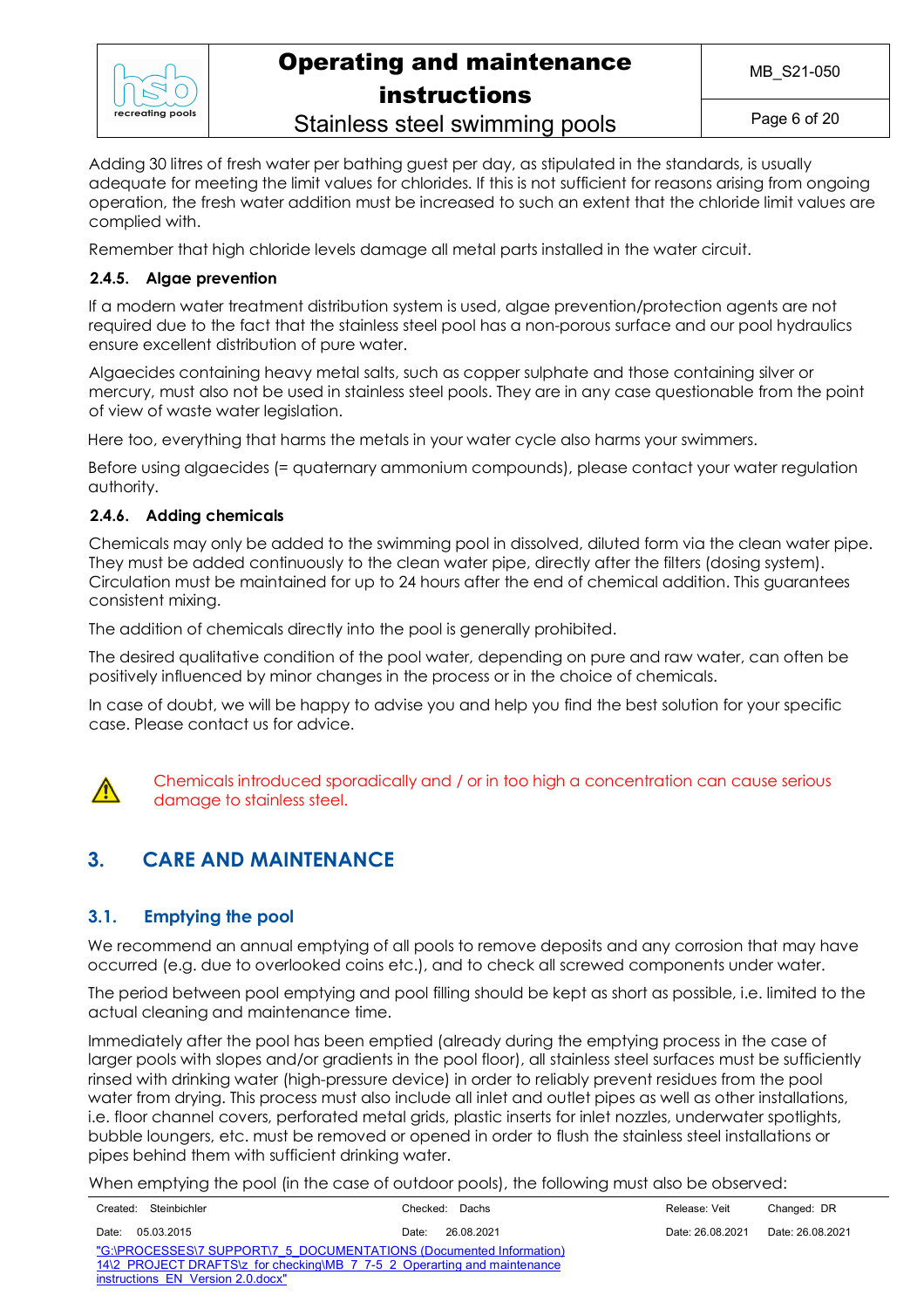Adding 30 litres of fresh water per bathing guest per day, as stipulated in the standards, is usually adequate for meeting the limit values for chlorides. If this is not sufficient for reasons arising from ongoing operation, the fresh water addition must be increased to such an extent that the chloride limit values are complied with.

Remember that high chloride levels damage all metal parts installed in the water circuit.

#### 2.4.5. Algae prevention

If a modern water treatment distribution system is used, algae prevention/protection agents are not required due to the fact that the stainless steel pool has a non-porous surface and our pool hydraulics ensure excellent distribution of pure water.

Algaecides containing heavy metal salts, such as copper sulphate and those containing silver or mercury, must also not be used in stainless steel pools. They are in any case questionable from the point of view of waste water legislation.

Here too, everything that harms the metals in your water cycle also harms your swimmers.

Before using algaecides (= quaternary ammonium compounds), please contact your water regulation authority.

#### 2.4.6. Adding chemicals

Chemicals may only be added to the swimming pool in dissolved, diluted form via the clean water pipe. They must be added continuously to the clean water pipe, directly after the filters (dosing system). Circulation must be maintained for up to 24 hours after the end of chemical addition. This guarantees consistent mixing.

The addition of chemicals directly into the pool is generally prohibited.

The desired qualitative condition of the pool water, depending on pure and raw water, can often be positively influenced by minor changes in the process or in the choice of chemicals.

In case of doubt, we will be happy to advise you and help you find the best solution for your specific case. Please contact us for advice.

⚠ Chemicals introduced sporadically and / or in too high a concentration can cause serious damage to stainless steel.

## 3. CARE AND MAINTENANCE

### 3.1. Emptying the pool

We recommend an annual emptying of all pools to remove deposits and any corrosion that may have occurred (e.g. due to overlooked coins etc.), and to check all screwed components under water.

The period between pool emptying and pool filling should be kept as short as possible, i.e. limited to the actual cleaning and maintenance time.

Immediately after the pool has been emptied (already during the emptying process in the case of larger pools with slopes and/or gradients in the pool floor), all stainless steel surfaces must be sufficiently rinsed with drinking water (high-pressure device) in order to reliably prevent residues from the pool water from drying. This process must also include all inlet and outlet pipes as well as other installations, i.e. floor channel covers, perforated metal grids, plastic inserts for inlet nozzles, underwater spotlights, bubble loungers, etc. must be removed or opened in order to flush the stainless steel installations or pipes behind them with sufficient drinking water.

When emptying the pool (in the case of outdoor pools), the following must also be observed: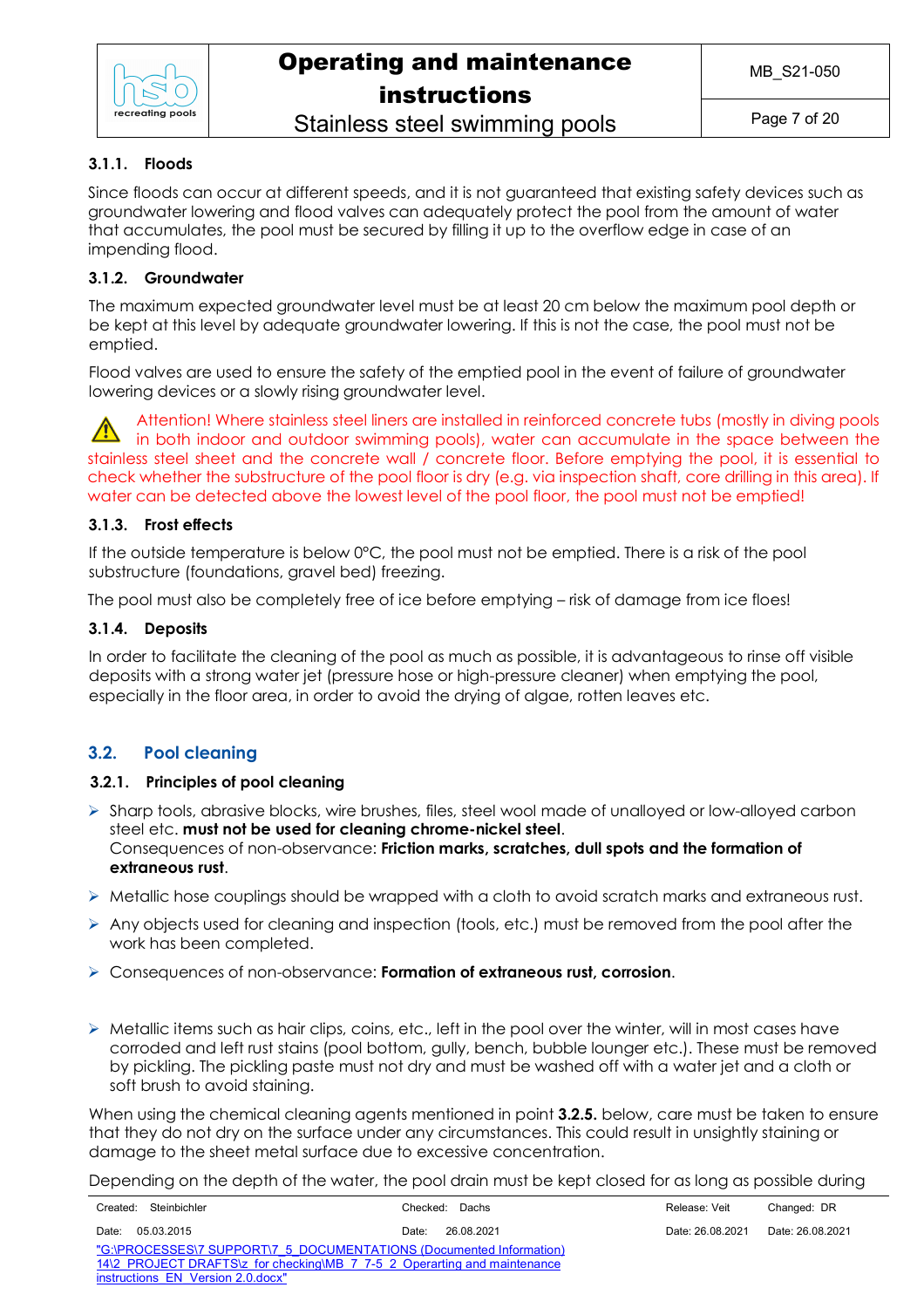#### 3.1.1. Floods

Since floods can occur at different speeds, and it is not guaranteed that existing safety devices such as groundwater lowering and flood valves can adequately protect the pool from the amount of water that accumulates, the pool must be secured by filling it up to the overflow edge in case of an impending flood.

#### 3.1.2. Groundwater

The maximum expected groundwater level must be at least 20 cm below the maximum pool depth or be kept at this level by adequate groundwater lowering. If this is not the case, the pool must not be emptied.

Flood valves are used to ensure the safety of the emptied pool in the event of failure of groundwater lowering devices or a slowly rising groundwater level.

⚠ Attention! Where stainless steel liners are installed in reinforced concrete tubs (mostly in diving pools in both indoor and outdoor swimming pools), water can accumulate in the space between the stainless steel sheet and the concrete wall / concrete floor. Before emptying the pool, it is essential to check whether the substructure of the pool floor is dry (e.g. via inspection shaft, core drilling in this area). If water can be detected above the lowest level of the pool floor, the pool must not be emptied!

#### 3.1.3. Frost effects

If the outside temperature is below 0°C, the pool must not be emptied. There is a risk of the pool substructure (foundations, gravel bed) freezing.

The pool must also be completely free of ice before emptying – risk of damage from ice floes!

#### 3.1.4. Deposits

In order to facilitate the cleaning of the pool as much as possible, it is advantageous to rinse off visible deposits with a strong water jet (pressure hose or high-pressure cleaner) when emptying the pool, especially in the floor area, in order to avoid the drying of algae, rotten leaves etc.

## 3.2. Pool cleaning

#### 3.2.1. Principles of pool cleaning

- Sharp tools, abrasive blocks, wire brushes, files, steel wool made of unalloyed or low-alloyed carbon steel etc. **must not be used for cleaning chrome-nickel steel**.
  Consequences of non-observance: **Friction marks, scratches, dull spots and the formation of extraneous rust**.
- Metallic hose couplings should be wrapped with a cloth to avoid scratch marks and extraneous rust.
- Any objects used for cleaning and inspection (tools, etc.) must be removed from the pool after the work has been completed.
- Consequences of non-observance: **Formation of extraneous rust, corrosion**.

- Metallic items such as hair clips, coins, etc., left in the pool over the winter, will in most cases have corroded and left rust stains (pool bottom, gully, bench, bubble lounger etc.). These must be removed by pickling. The pickling paste must not dry and must be washed off with a water jet and a cloth or soft brush to avoid staining.

When using the chemical cleaning agents mentioned in point **3.2.5.** below, care must be taken to ensure that they do not dry on the surface under any circumstances. This could result in unsightly staining or damage to the sheet metal surface due to excessive concentration.

Depending on the depth of the water, the pool drain must be kept closed for as long as possible during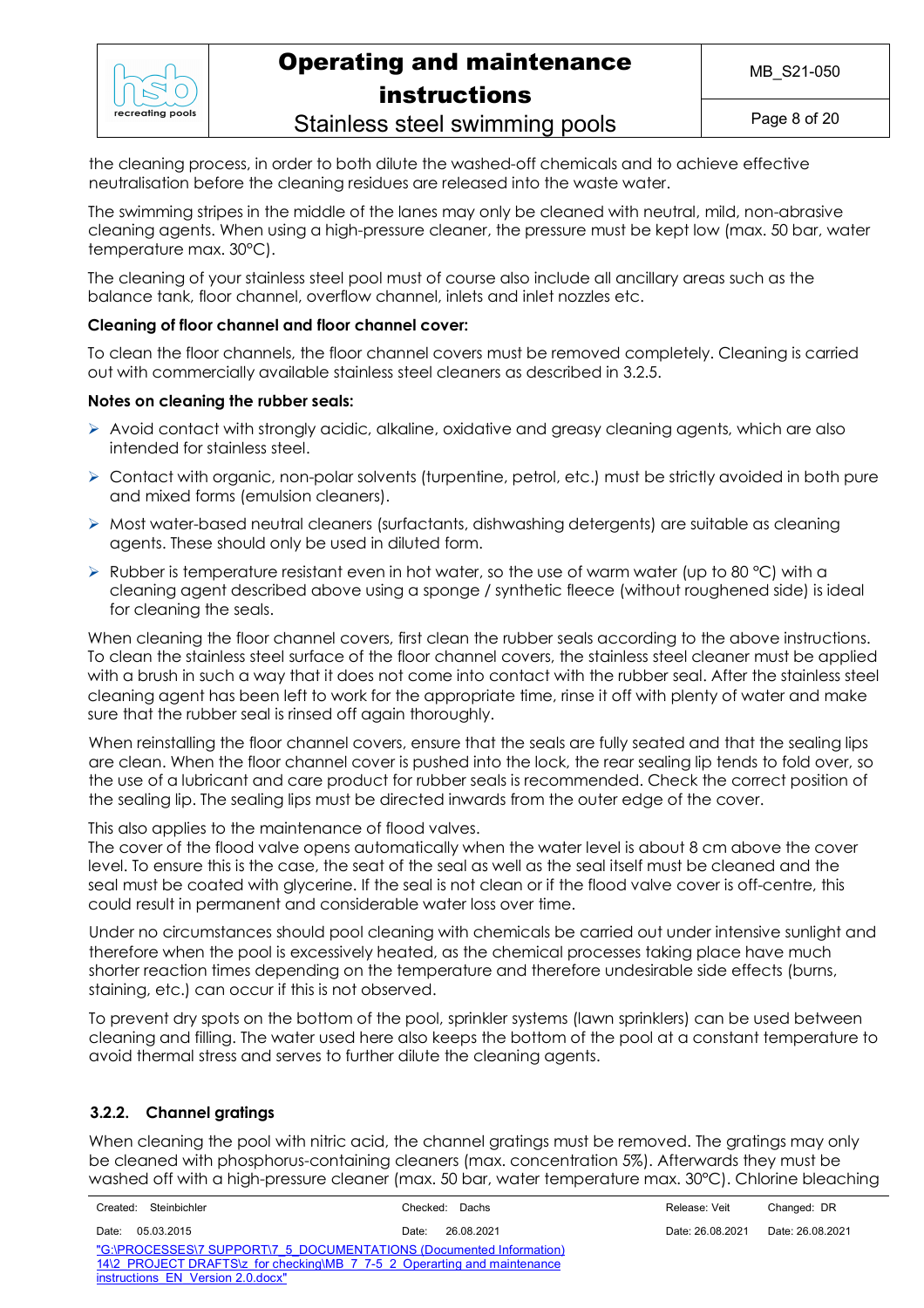the cleaning process, in order to both dilute the washed-off chemicals and to achieve effective neutralisation before the cleaning residues are released into the waste water.

The swimming stripes in the middle of the lanes may only be cleaned with neutral, mild, non-abrasive cleaning agents. When using a high-pressure cleaner, the pressure must be kept low (max. 50 bar, water temperature max. 30°C).

The cleaning of your stainless steel pool must of course also include all ancillary areas such as the balance tank, floor channel, overflow channel, inlets and inlet nozzles etc.

**Cleaning of floor channel and floor channel cover:**

To clean the floor channels, the floor channel covers must be removed completely. Cleaning is carried out with commercially available stainless steel cleaners as described in 3.2.5.

**Notes on cleaning the rubber seals:**

- Avoid contact with strongly acidic, alkaline, oxidative and greasy cleaning agents, which are also intended for stainless steel.
- Contact with organic, non-polar solvents (turpentine, petrol, etc.) must be strictly avoided in both pure and mixed forms (emulsion cleaners).
- Most water-based neutral cleaners (surfactants, dishwashing detergents) are suitable as cleaning agents. These should only be used in diluted form.
- Rubber is temperature resistant even in hot water, so the use of warm water (up to 80 °C) with a cleaning agent described above using a sponge / synthetic fleece (without roughened side) is ideal for cleaning the seals.

When cleaning the floor channel covers, first clean the rubber seals according to the above instructions. To clean the stainless steel surface of the floor channel covers, the stainless steel cleaner must be applied with a brush in such a way that it does not come into contact with the rubber seal. After the stainless steel cleaning agent has been left to work for the appropriate time, rinse it off with plenty of water and make sure that the rubber seal is rinsed off again thoroughly.

When reinstalling the floor channel covers, ensure that the seals are fully seated and that the sealing lips are clean. When the floor channel cover is pushed into the lock, the rear sealing lip tends to fold over, so the use of a lubricant and care product for rubber seals is recommended. Check the correct position of the sealing lip. The sealing lips must be directed inwards from the outer edge of the cover.

This also applies to the maintenance of flood valves.
The cover of the flood valve opens automatically when the water level is about 8 cm above the cover level. To ensure this is the case, the seat of the seal as well as the seal itself must be cleaned and the seal must be coated with glycerine. If the seal is not clean or if the flood valve cover is off-centre, this could result in permanent and considerable water loss over time.

Under no circumstances should pool cleaning with chemicals be carried out under intensive sunlight and therefore when the pool is excessively heated, as the chemical processes taking place have much shorter reaction times depending on the temperature and therefore undesirable side effects (burns, staining, etc.) can occur if this is not observed.

To prevent dry spots on the bottom of the pool, sprinkler systems (lawn sprinklers) can be used between cleaning and filling. The water used here also keeps the bottom of the pool at a constant temperature to avoid thermal stress and serves to further dilute the cleaning agents.

### 3.2.2. Channel gratings

When cleaning the pool with nitric acid, the channel gratings must be removed. The gratings may only be cleaned with phosphorus-containing cleaners (max. concentration 5%). Afterwards they must be washed off with a high-pressure cleaner (max. 50 bar, water temperature max. 30°C). Chlorine bleaching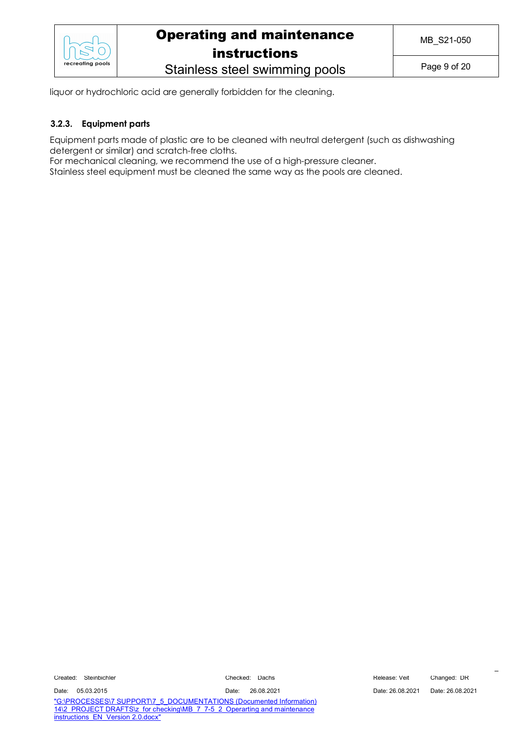liquor or hydrochloric acid are generally forbidden for the cleaning.

### 3.2.3. Equipment parts

Equipment parts made of plastic are to be cleaned with neutral detergent (such as dishwashing detergent or similar) and scratch-free cloths.
For mechanical cleaning, we recommend the use of a high-pressure cleaner.
Stainless steel equipment must be cleaned the same way as the pools are cleaned.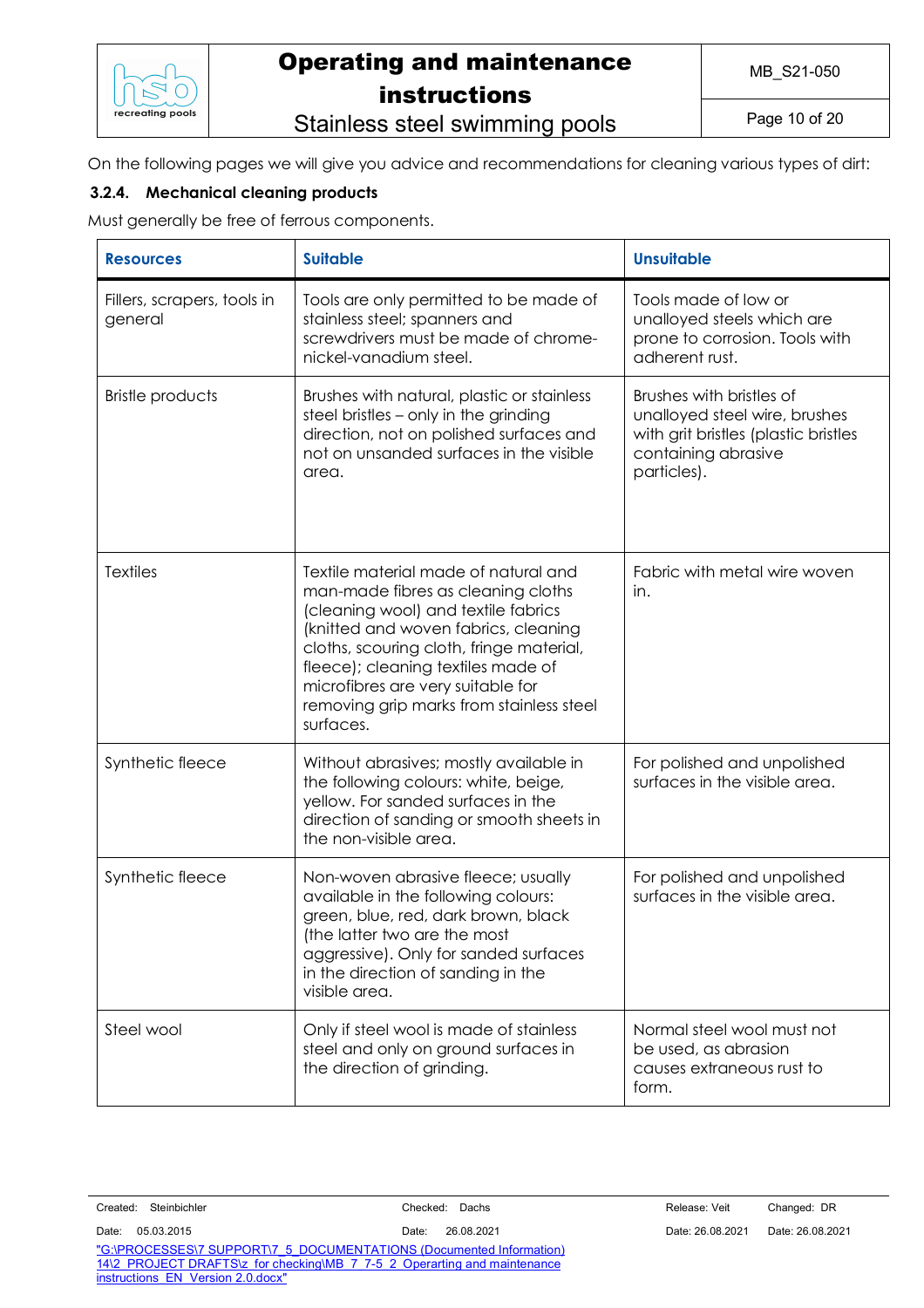On the following pages we will give you advice and recommendations for cleaning various types of dirt:

### 3.2.4. Mechanical cleaning products

Must generally be free of ferrous components.

| Resources | Suitable | Unsuitable |
|---|---|---|
| Fillers, scrapers, tools in general | Tools are only permitted to be made of stainless steel; spanners and screwdrivers must be made of chrome-nickel-vanadium steel. | Tools made of low or unalloyed steels which are prone to corrosion. Tools with adherent rust. |
| Bristle products | Brushes with natural, plastic or stainless steel bristles – only in the grinding direction, not on polished surfaces and not on unsanded surfaces in the visible area. | Brushes with bristles of unalloyed steel wire, brushes with grit bristles (plastic bristles containing abrasive particles). |
| Textiles | Textile material made of natural and man-made fibres as cleaning cloths (cleaning wool) and textile fabrics (knitted and woven fabrics, cleaning cloths, scouring cloth, fringe material, fleece); cleaning textiles made of microfibres are very suitable for removing grip marks from stainless steel surfaces. | Fabric with metal wire woven in. |
| Synthetic fleece | Without abrasives; mostly available in the following colours: white, beige, yellow. For sanded surfaces in the direction of sanding or smooth sheets in the non-visible area. | For polished and unpolished surfaces in the visible area. |
| Synthetic fleece | Non-woven abrasive fleece; usually available in the following colours: green, blue, red, dark brown, black (the latter two are the most aggressive). Only for sanded surfaces in the direction of sanding in the visible area. | For polished and unpolished surfaces in the visible area. |
| Steel wool | Only if steel wool is made of stainless steel and only on ground surfaces in the direction of grinding. | Normal steel wool must not be used, as abrasion causes extraneous rust to form. |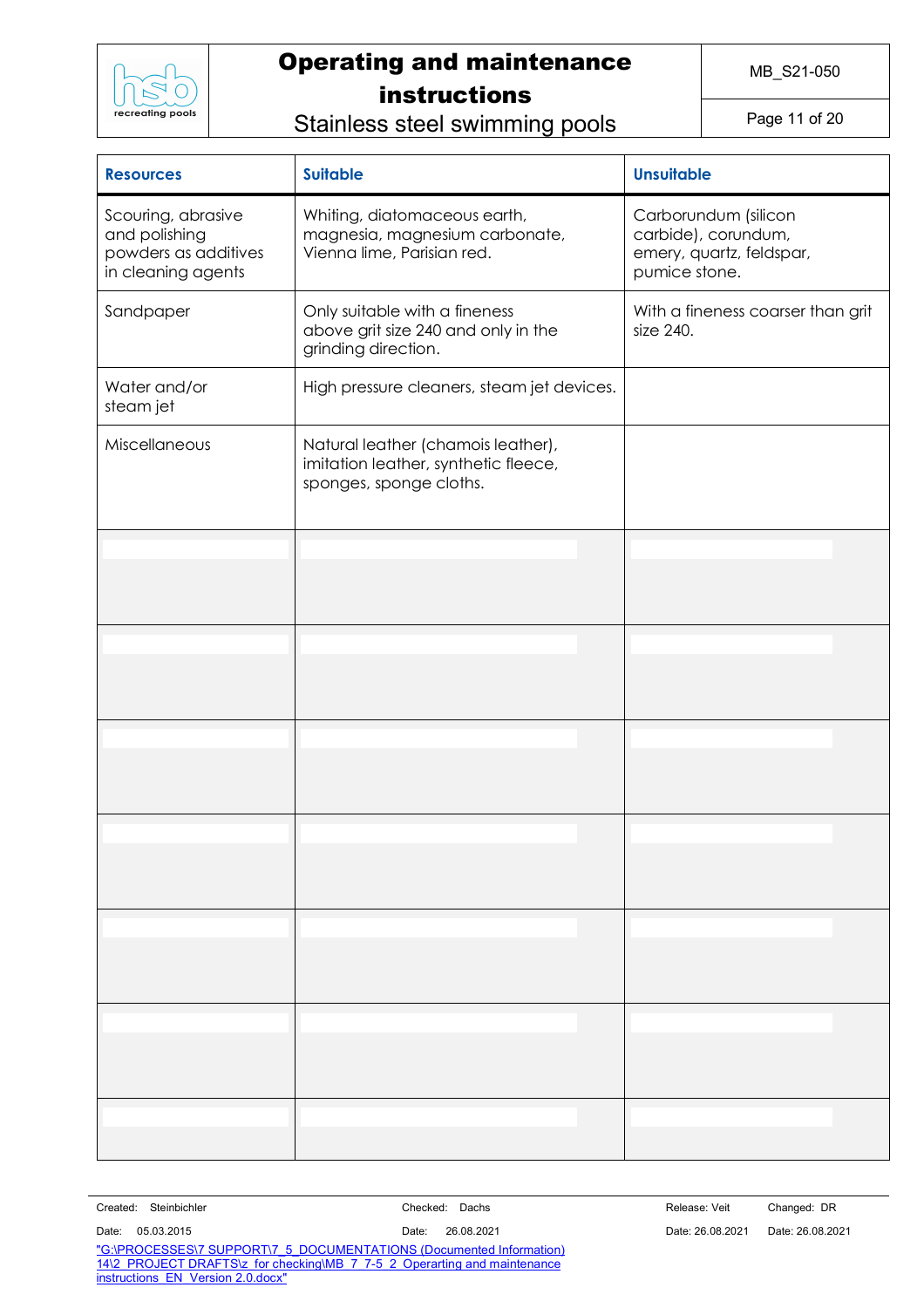| Resources | Suitable | Unsuitable |
|---|---|---|
| Scouring, abrasive and polishing powders as additives in cleaning agents | Whiting, diatomaceous earth, magnesia, magnesium carbonate, Vienna lime, Parisian red. | Carborundum (silicon carbide), corundum, emery, quartz, feldspar, pumice stone. |
| Sandpaper | Only suitable with a fineness above grit size 240 and only in the grinding direction. | With a fineness coarser than grit size 240. |
| Water and/or steam jet | High pressure cleaners, steam jet devices. | |
| Miscellaneous | Natural leather (chamois leather), imitation leather, synthetic fleece, sponges, sponge cloths. | |
| | | |
| | | |
| | | |
| | | |
| | | |
| | | |
| | | |

Created: Steinbichler
Date: 05.03.2015

Checked: Dachs
Date: 26.08.2021

Release: Veit
Date: 26.08.2021

Changed: DR
Date: 26.08.2021

"G:\PROCESSES\7 SUPPORT\7_5_DOCUMENTATIONS (Documented Information) 14\2_PROJECT DRAFTS\z_for checking\MB_7_7-5_2_Operarting and maintenance instructions_EN_Version 2.0.docx"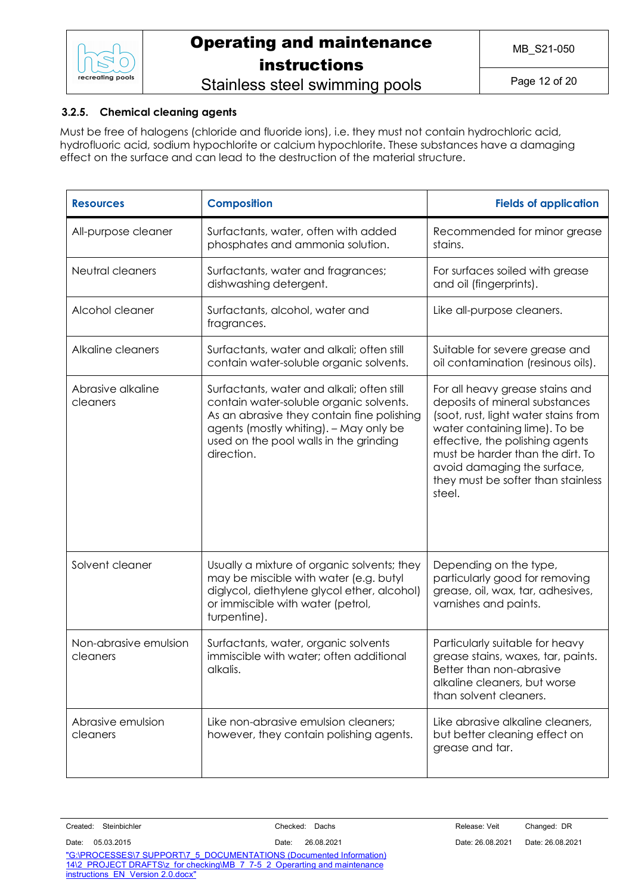### 3.2.5. Chemical cleaning agents

Must be free of halogens (chloride and fluoride ions), i.e. they must not contain hydrochloric acid, hydrofluoric acid, sodium hypochlorite or calcium hypochlorite. These substances have a damaging effect on the surface and can lead to the destruction of the material structure.

| Resources | Composition | Fields of application |
|---|---|---|
| All-purpose cleaner | Surfactants, water, often with added phosphates and ammonia solution. | Recommended for minor grease stains. |
| Neutral cleaners | Surfactants, water and fragrances; dishwashing detergent. | For surfaces soiled with grease and oil (fingerprints). |
| Alcohol cleaner | Surfactants, alcohol, water and fragrances. | Like all-purpose cleaners. |
| Alkaline cleaners | Surfactants, water and alkali; often still contain water-soluble organic solvents. | Suitable for severe grease and oil contamination (resinous oils). |
| Abrasive alkaline cleaners | Surfactants, water and alkali; often still contain water-soluble organic solvents. As an abrasive they contain fine polishing agents (mostly whiting). – May only be used on the pool walls in the grinding direction. | For all heavy grease stains and deposits of mineral substances (soot, rust, light water stains from water containing lime). To be effective, the polishing agents must be harder than the dirt. To avoid damaging the surface, they must be softer than stainless steel. |
| Solvent cleaner | Usually a mixture of organic solvents; they may be miscible with water (e.g. butyl diglycol, diethylene glycol ether, alcohol) or immiscible with water (petrol, turpentine). | Depending on the type, particularly good for removing grease, oil, wax, tar, adhesives, varnishes and paints. |
| Non-abrasive emulsion cleaners | Surfactants, water, organic solvents immiscible with water; often additional alkalis. | Particularly suitable for heavy grease stains, waxes, tar, paints. Better than non-abrasive alkaline cleaners, but worse than solvent cleaners. |
| Abrasive emulsion cleaners | Like non-abrasive emulsion cleaners; however, they contain polishing agents. | Like abrasive alkaline cleaners, but better cleaning effect on grease and tar. |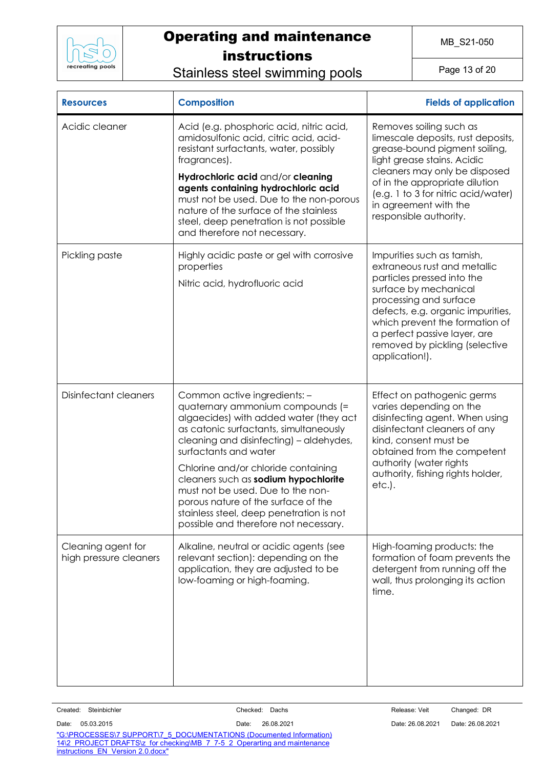| Resources | Composition | Fields of application |
|---|---|---|
| Acidic cleaner | Acid (e.g. phosphoric acid, nitric acid, amidosulfonic acid, citric acid, acid-resistant surfactants, water, possibly fragrances).<br><br>**Hydrochloric acid** and/or **cleaning agents containing hydrochloric acid** must not be used. Due to the non-porous nature of the surface of the stainless steel, deep penetration is not possible and therefore not necessary. | Removes soiling such as limescale deposits, rust deposits, grease-bound pigment soiling, light grease stains. Acidic cleaners may only be disposed of in the appropriate dilution (e.g. 1 to 3 for nitric acid/water) in agreement with the responsible authority. |
| Pickling paste | Highly acidic paste or gel with corrosive properties<br><br>Nitric acid, hydrofluoric acid | Impurities such as tarnish, extraneous rust and metallic particles pressed into the surface by mechanical processing and surface defects, e.g. organic impurities, which prevent the formation of a perfect passive layer, are removed by pickling (selective application!). |
| Disinfectant cleaners | Common active ingredients: – quaternary ammonium compounds (= algaecides) with added water (they act as catonic surfactants, simultaneously cleaning and disinfecting) – aldehydes, surfactants and water<br><br>Chlorine and/or chloride containing cleaners such as **sodium hypochlorite** must not be used. Due to the non-porous nature of the surface of the stainless steel, deep penetration is not possible and therefore not necessary. | Effect on pathogenic germs varies depending on the disinfecting agent. When using disinfectant cleaners of any kind, consent must be obtained from the competent authority (water rights authority, fishing rights holder, etc.). |
| Cleaning agent for high pressure cleaners | Alkaline, neutral or acidic agents (see relevant section): depending on the application, they are adjusted to be low-foaming or high-foaming. | High-foaming products: the formation of foam prevents the detergent from running off the wall, thus prolonging its action time. |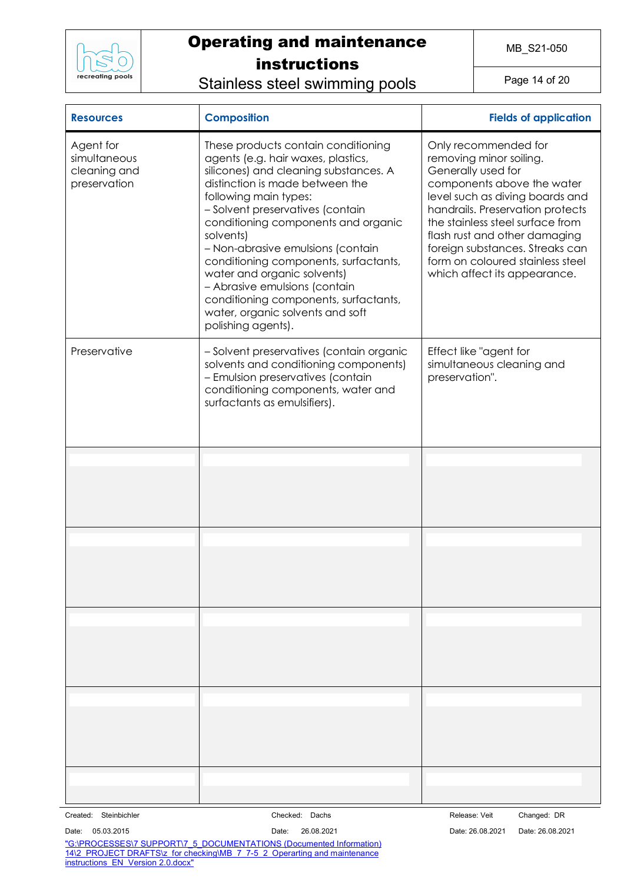| Resources | Composition | Fields of application |
|---|---|---|
| Agent for simultaneous cleaning and preservation | These products contain conditioning agents (e.g. hair waxes, plastics, silicones) and cleaning substances. A distinction is made between the following main types:<br>– Solvent preservatives (contain conditioning components and organic solvents)<br>– Non-abrasive emulsions (contain conditioning components, surfactants, water and organic solvents)<br>– Abrasive emulsions (contain conditioning components, surfactants, water, organic solvents and soft polishing agents). | Only recommended for removing minor soiling. Generally used for components above the water level such as diving boards and handrails. Preservation protects the stainless steel surface from flash rust and other damaging foreign substances. Streaks can form on coloured stainless steel which affect its appearance. |
| Preservative | – Solvent preservatives (contain organic solvents and conditioning components)<br>– Emulsion preservatives (contain conditioning components, water and surfactants as emulsifiers). | Effect like "agent for simultaneous cleaning and preservation". |
| | | |
| | | |
| | | |
| | | |
| | | |

Created: Steinbichler
Date: 05.03.2015

Checked: Dachs
Date: 26.08.2021

Release: Veit
Date: 26.08.2021

Changed: DR
Date: 26.08.2021

"G:\PROCESSES\7 SUPPORT\7_5_DOCUMENTATIONS (Documented Information) 14\2_PROJECT DRAFTS\z_for checking\MB_7_7-5_2_Operarting and maintenance instructions_EN_Version 2.0.docx"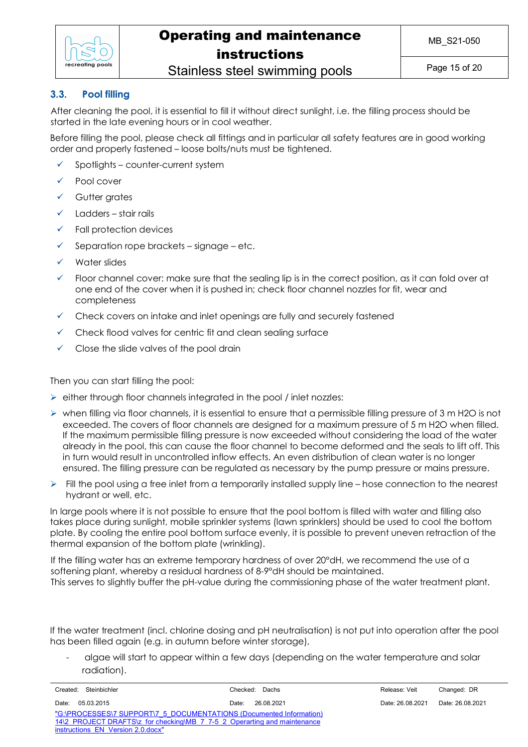### 3.3. Pool filling

After cleaning the pool, it is essential to fill it without direct sunlight, i.e. the filling process should be started in the late evening hours or in cool weather.

Before filling the pool, please check all fittings and in particular all safety features are in good working order and properly fastened – loose bolts/nuts must be tightened.

- ✓ Spotlights – counter-current system
- ✓ Pool cover
- ✓ Gutter grates
- ✓ Ladders – stair rails
- ✓ Fall protection devices
- ✓ Separation rope brackets – signage – etc.
- ✓ Water slides
- ✓ Floor channel cover: make sure that the sealing lip is in the correct position, as it can fold over at one end of the cover when it is pushed in; check floor channel nozzles for fit, wear and completeness
- ✓ Check covers on intake and inlet openings are fully and securely fastened
- ✓ Check flood valves for centric fit and clean sealing surface
- ✓ Close the slide valves of the pool drain

Then you can start filling the pool:

- either through floor channels integrated in the pool / inlet nozzles:
- when filling via floor channels, it is essential to ensure that a permissible filling pressure of 3 m $H_2O$ is not exceeded. The covers of floor channels are designed for a maximum pressure of 5 m $H_2O$ when filled. If the maximum permissible filling pressure is now exceeded without considering the load of the water already in the pool, this can cause the floor channel to become deformed and the seals to lift off. This in turn would result in uncontrolled inflow effects. An even distribution of clean water is no longer ensured. The filling pressure can be regulated as necessary by the pump pressure or mains pressure.
- Fill the pool using a free inlet from a temporarily installed supply line – hose connection to the nearest hydrant or well, etc.

In large pools where it is not possible to ensure that the pool bottom is filled with water and filling also takes place during sunlight, mobile sprinkler systems (lawn sprinklers) should be used to cool the bottom plate. By cooling the entire pool bottom surface evenly, it is possible to prevent uneven retraction of the thermal expansion of the bottom plate (wrinkling).

If the filling water has an extreme temporary hardness of over 20°dH, we recommend the use of a softening plant, whereby a residual hardness of 8-9°dH should be maintained.
This serves to slightly buffer the pH-value during the commissioning phase of the water treatment plant.

If the water treatment (incl. chlorine dosing and pH neutralisation) is not put into operation after the pool has been filled again (e.g. in autumn before winter storage),

- algae will start to appear within a few days (depending on the water temperature and solar radiation).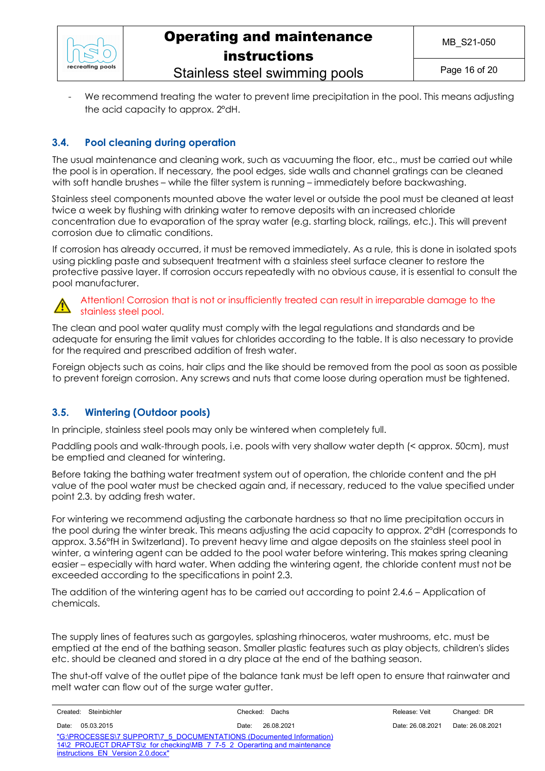- We recommend treating the water to prevent lime precipitation in the pool. This means adjusting the acid capacity to approx. 2°dH.

### 3.4. Pool cleaning during operation

The usual maintenance and cleaning work, such as vacuuming the floor, etc., must be carried out while the pool is in operation. If necessary, the pool edges, side walls and channel gratings can be cleaned with soft handle brushes – while the filter system is running – immediately before backwashing.

Stainless steel components mounted above the water level or outside the pool must be cleaned at least twice a week by flushing with drinking water to remove deposits with an increased chloride concentration due to evaporation of the spray water (e.g. starting block, railings, etc.). This will prevent corrosion due to climatic conditions.

If corrosion has already occurred, it must be removed immediately. As a rule, this is done in isolated spots using pickling paste and subsequent treatment with a stainless steel surface cleaner to restore the protective passive layer. If corrosion occurs repeatedly with no obvious cause, it is essential to consult the pool manufacturer.

⚠ Attention! Corrosion that is not or insufficiently treated can result in irreparable damage to the stainless steel pool.

The clean and pool water quality must comply with the legal regulations and standards and be adequate for ensuring the limit values for chlorides according to the table. It is also necessary to provide for the required and prescribed addition of fresh water.

Foreign objects such as coins, hair clips and the like should be removed from the pool as soon as possible to prevent foreign corrosion. Any screws and nuts that come loose during operation must be tightened.

### 3.5. Wintering (Outdoor pools)

In principle, stainless steel pools may only be wintered when completely full.

Paddling pools and walk-through pools, i.e. pools with very shallow water depth (< approx. 50cm), must be emptied and cleaned for wintering.

Before taking the bathing water treatment system out of operation, the chloride content and the pH value of the pool water must be checked again and, if necessary, reduced to the value specified under point 2.3. by adding fresh water.

For wintering we recommend adjusting the carbonate hardness so that no lime precipitation occurs in the pool during the winter break. This means adjusting the acid capacity to approx. 2°dH (corresponds to approx. 3.56°fH in Switzerland). To prevent heavy lime and algae deposits on the stainless steel pool in winter, a wintering agent can be added to the pool water before wintering. This makes spring cleaning easier – especially with hard water. When adding the wintering agent, the chloride content must not be exceeded according to the specifications in point 2.3.

The addition of the wintering agent has to be carried out according to point 2.4.6 – Application of chemicals.

The supply lines of features such as gargoyles, splashing rhinoceros, water mushrooms, etc. must be emptied at the end of the bathing season. Smaller plastic features such as play objects, children's slides etc. should be cleaned and stored in a dry place at the end of the bathing season.

The shut-off valve of the outlet pipe of the balance tank must be left open to ensure that rainwater and melt water can flow out of the surge water gutter.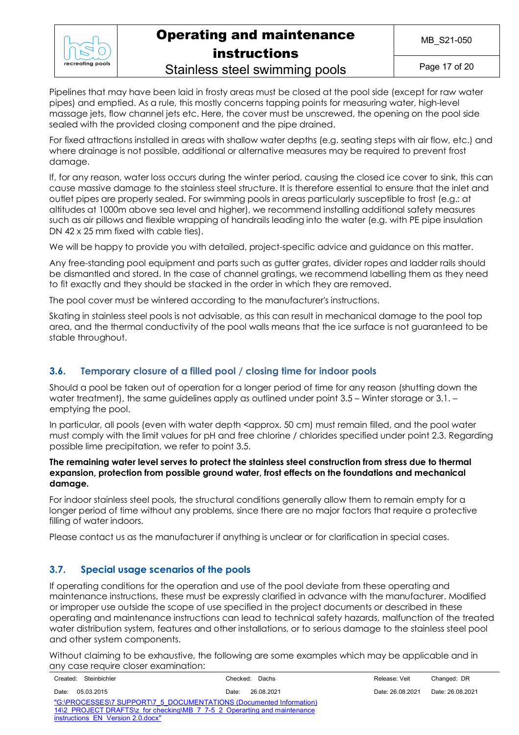Pipelines that may have been laid in frosty areas must be closed at the pool side (except for raw water pipes) and emptied. As a rule, this mostly concerns tapping points for measuring water, high-level massage jets, flow channel jets etc. Here, the cover must be unscrewed, the opening on the pool side sealed with the provided closing component and the pipe drained.

For fixed attractions installed in areas with shallow water depths (e.g. seating steps with air flow, etc.) and where drainage is not possible, additional or alternative measures may be required to prevent frost damage.

If, for any reason, water loss occurs during the winter period, causing the closed ice cover to sink, this can cause massive damage to the stainless steel structure. It is therefore essential to ensure that the inlet and outlet pipes are properly sealed. For swimming pools in areas particularly susceptible to frost (e.g.: at altitudes at 1000m above sea level and higher), we recommend installing additional safety measures such as air pillows and flexible wrapping of handrails leading into the water (e.g. with PE pipe insulation DN 42 x 25 mm fixed with cable ties).

We will be happy to provide you with detailed, project-specific advice and guidance on this matter.

Any free-standing pool equipment and parts such as gutter grates, divider ropes and ladder rails should be dismantled and stored. In the case of channel gratings, we recommend labelling them as they need to fit exactly and they should be stacked in the order in which they are removed.

The pool cover must be wintered according to the manufacturer's instructions.

Skating in stainless steel pools is not advisable, as this can result in mechanical damage to the pool top area, and the thermal conductivity of the pool walls means that the ice surface is not guaranteed to be stable throughout.

## 3.6. Temporary closure of a filled pool / closing time for indoor pools

Should a pool be taken out of operation for a longer period of time for any reason (shutting down the water treatment), the same guidelines apply as outlined under point 3.5 – Winter storage or 3.1. – emptying the pool.

In particular, all pools (even with water depth <approx. 50 cm) must remain filled, and the pool water must comply with the limit values for pH and free chlorine / chlorides specified under point 2.3. Regarding possible lime precipitation, we refer to point 3.5.

**The remaining water level serves to protect the stainless steel construction from stress due to thermal expansion, protection from possible ground water, frost effects on the foundations and mechanical damage.**

For indoor stainless steel pools, the structural conditions generally allow them to remain empty for a longer period of time without any problems, since there are no major factors that require a protective filling of water indoors.

Please contact us as the manufacturer if anything is unclear or for clarification in special cases.

## 3.7. Special usage scenarios of the pools

If operating conditions for the operation and use of the pool deviate from these operating and maintenance instructions, these must be expressly clarified in advance with the manufacturer. Modified or improper use outside the scope of use specified in the project documents or described in these operating and maintenance instructions can lead to technical safety hazards, malfunction of the treated water distribution system, features and other installations, or to serious damage to the stainless steel pool and other system components.

Without claiming to be exhaustive, the following are some examples which may be applicable and in any case require closer examination: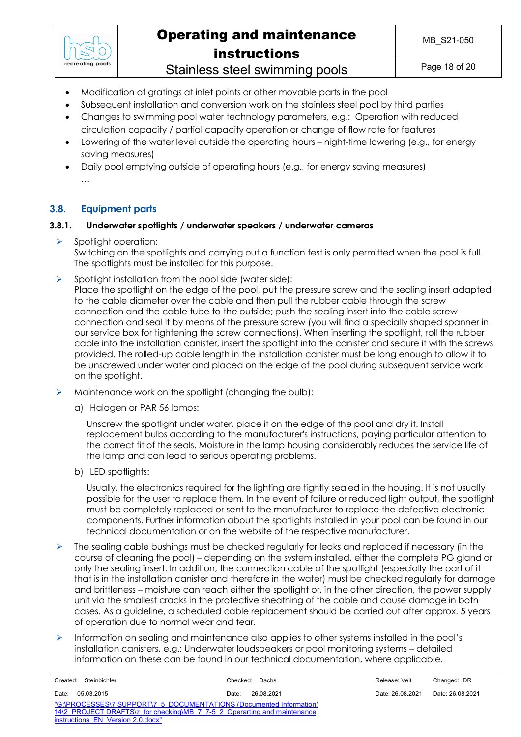- Modification of gratings at inlet points or other movable parts in the pool
- Subsequent installation and conversion work on the stainless steel pool by third parties
- Changes to swimming pool water technology parameters, e.g.: Operation with reduced circulation capacity / partial capacity operation or change of flow rate for features
- Lowering of the water level outside the operating hours – night-time lowering (e.g., for energy saving measures)
- Daily pool emptying outside of operating hours (e.g., for energy saving measures)

…

## 3.8. Equipment parts

### 3.8.1. Underwater spotlights / underwater speakers / underwater cameras

- Spotlight operation:
  Switching on the spotlights and carrying out a function test is only permitted when the pool is full. The spotlights must be installed for this purpose.
- Spotlight installation from the pool side (water side):
  Place the spotlight on the edge of the pool, put the pressure screw and the sealing insert adapted to the cable diameter over the cable and then pull the rubber cable through the screw connection and the cable tube to the outside; push the sealing insert into the cable screw connection and seal it by means of the pressure screw (you will find a specially shaped spanner in our service box for tightening the screw connections). When inserting the spotlight, roll the rubber cable into the installation canister, insert the spotlight into the canister and secure it with the screws provided. The rolled-up cable length in the installation canister must be long enough to allow it to be unscrewed under water and placed on the edge of the pool during subsequent service work on the spotlight.
- Maintenance work on the spotlight (changing the bulb):
  a) Halogen or PAR 56 lamps:

     Unscrew the spotlight under water, place it on the edge of the pool and dry it. Install replacement bulbs according to the manufacturer's instructions, paying particular attention to the correct fit of the seals. Moisture in the lamp housing considerably reduces the service life of the lamp and can lead to serious operating problems.

  b) LED spotlights:

     Usually, the electronics required for the lighting are tightly sealed in the housing. It is not usually possible for the user to replace them. In the event of failure or reduced light output, the spotlight must be completely replaced or sent to the manufacturer to replace the defective electronic components. Further information about the spotlights installed in your pool can be found in our technical documentation or on the website of the respective manufacturer.
- The sealing cable bushings must be checked regularly for leaks and replaced if necessary (in the course of cleaning the pool) – depending on the system installed, either the complete PG gland or only the sealing insert. In addition, the connection cable of the spotlight (especially the part of it that is in the installation canister and therefore in the water) must be checked regularly for damage and brittleness – moisture can reach either the spotlight or, in the other direction, the power supply unit via the smallest cracks in the protective sheathing of the cable and cause damage in both cases. As a guideline, a scheduled cable replacement should be carried out after approx. 5 years of operation due to normal wear and tear.
- Information on sealing and maintenance also applies to other systems installed in the pool's installation canisters, e.g.: Underwater loudspeakers or pool monitoring systems – detailed information on these can be found in our technical documentation, where applicable.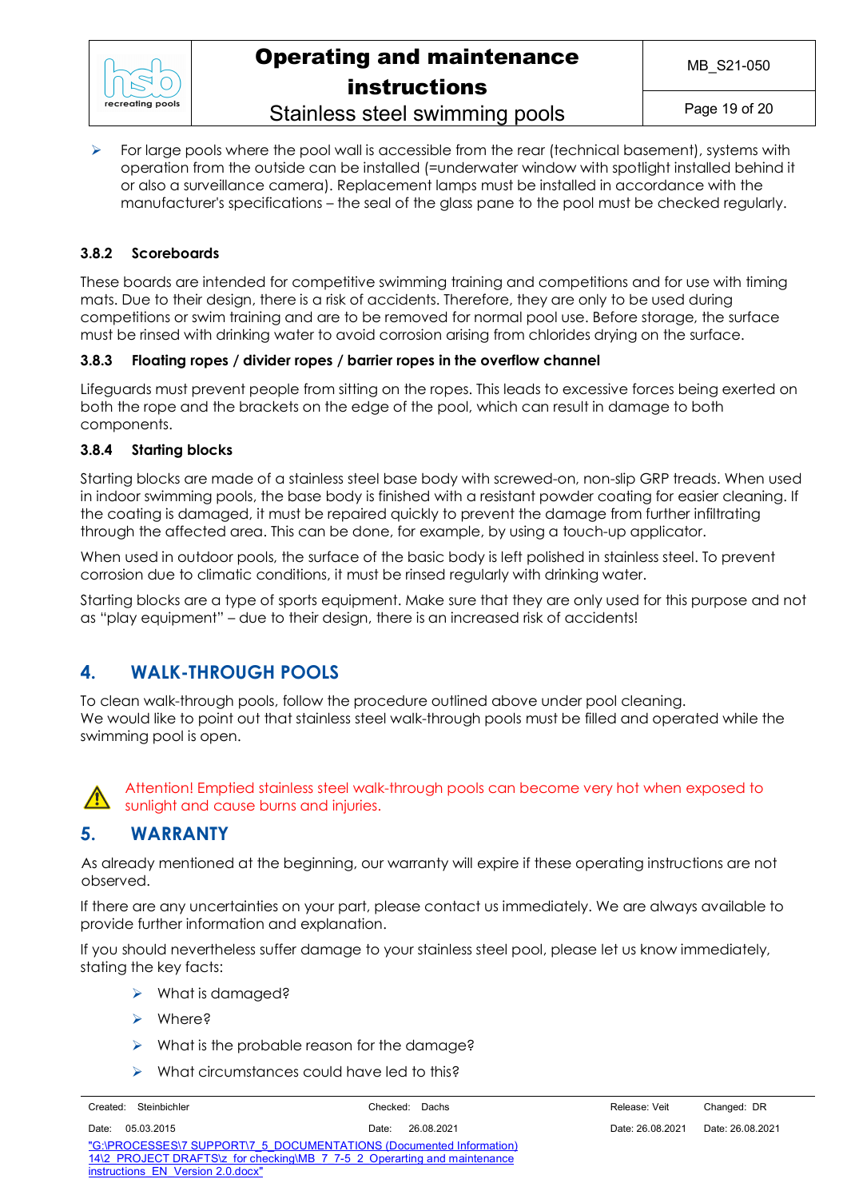- For large pools where the pool wall is accessible from the rear (technical basement), systems with operation from the outside can be installed (=underwater window with spotlight installed behind it or also a surveillance camera). Replacement lamps must be installed in accordance with the manufacturer's specifications – the seal of the glass pane to the pool must be checked regularly.

### 3.8.2 Scoreboards

These boards are intended for competitive swimming training and competitions and for use with timing mats. Due to their design, there is a risk of accidents. Therefore, they are only to be used during competitions or swim training and are to be removed for normal pool use. Before storage, the surface must be rinsed with drinking water to avoid corrosion arising from chlorides drying on the surface.

### 3.8.3 Floating ropes / divider ropes / barrier ropes in the overflow channel

Lifeguards must prevent people from sitting on the ropes. This leads to excessive forces being exerted on both the rope and the brackets on the edge of the pool, which can result in damage to both components.

### 3.8.4 Starting blocks

Starting blocks are made of a stainless steel base body with screwed-on, non-slip GRP treads. When used in indoor swimming pools, the base body is finished with a resistant powder coating for easier cleaning. If the coating is damaged, it must be repaired quickly to prevent the damage from further infiltrating through the affected area. This can be done, for example, by using a touch-up applicator.

When used in outdoor pools, the surface of the basic body is left polished in stainless steel. To prevent corrosion due to climatic conditions, it must be rinsed regularly with drinking water.

Starting blocks are a type of sports equipment. Make sure that they are only used for this purpose and not as "play equipment" – due to their design, there is an increased risk of accidents!

## 4. WALK-THROUGH POOLS

To clean walk-through pools, follow the procedure outlined above under pool cleaning.
We would like to point out that stainless steel walk-through pools must be filled and operated while the swimming pool is open.

⚠ Attention! Emptied stainless steel walk-through pools can become very hot when exposed to sunlight and cause burns and injuries.

## 5. WARRANTY

As already mentioned at the beginning, our warranty will expire if these operating instructions are not observed.

If there are any uncertainties on your part, please contact us immediately. We are always available to provide further information and explanation.

If you should nevertheless suffer damage to your stainless steel pool, please let us know immediately, stating the key facts:

- What is damaged?
- Where?
- What is the probable reason for the damage?
- What circumstances could have led to this?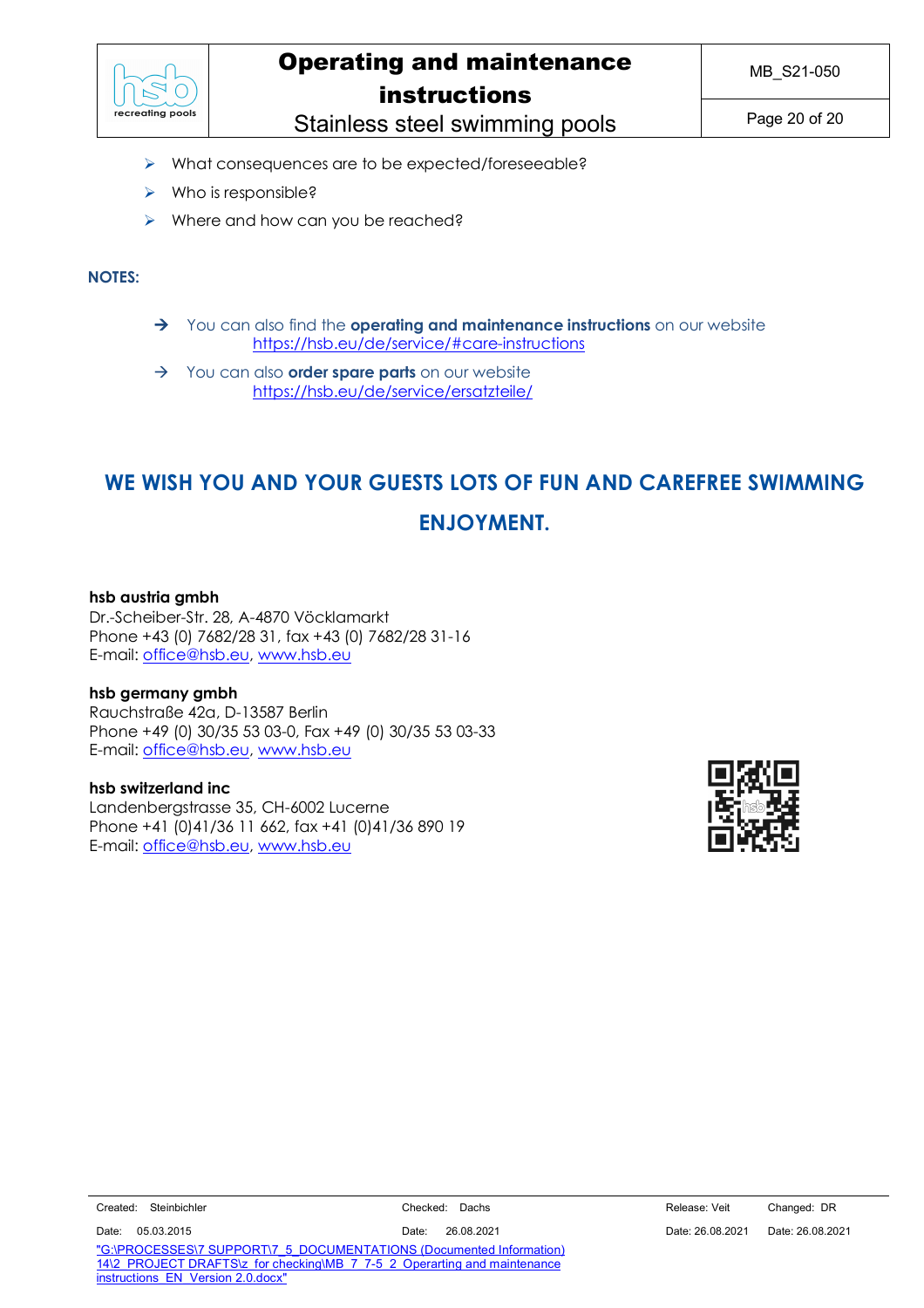- What consequences are to be expected/foreseeable?
- Who is responsible?
- Where and how can you be reached?

**NOTES:**

→ You can also find the **operating and maintenance instructions** on our website https://hsb.eu/de/service/#care-instructions

→ You can also **order spare parts** on our website https://hsb.eu/de/service/ersatzteile/

## WE WISH YOU AND YOUR GUESTS LOTS OF FUN AND CAREFREE SWIMMING ENJOYMENT.

**hsb austria gmbh**
Dr.-Scheiber-Str. 28, A-4870 Vöcklamarkt
Phone +43 (0) 7682/28 31, fax +43 (0) 7682/28 31-16
E-mail: office@hsb.eu, www.hsb.eu

**hsb germany gmbh**
Rauchstraße 42a, D-13587 Berlin
Phone +49 (0) 30/35 53 03-0, Fax +49 (0) 30/35 53 03-33
E-mail: office@hsb.eu, www.hsb.eu

**hsb switzerland inc**
Landenbergstrasse 35, CH-6002 Lucerne
Phone +41 (0)41/36 11 662, fax +41 (0)41/36 890 19
E-mail: office@hsb.eu, www.hsb.eu

| | | | |
|---|---|---|---|
| Created: Steinbichler | Checked: Dachs | Release: Veit | Changed: DR |
| Date: 05.03.2015 | Date: 26.08.2021 | Date: 26.08.2021 | Date: 26.08.2021 |

"G:\PROCESSES\7 SUPPORT\7_5_DOCUMENTATIONS (Documented Information) 14\2_PROJECT DRAFTS\z_for checking\MB_7_7-5_2_Operarting and maintenance instructions_EN_Version 2.0.docx"